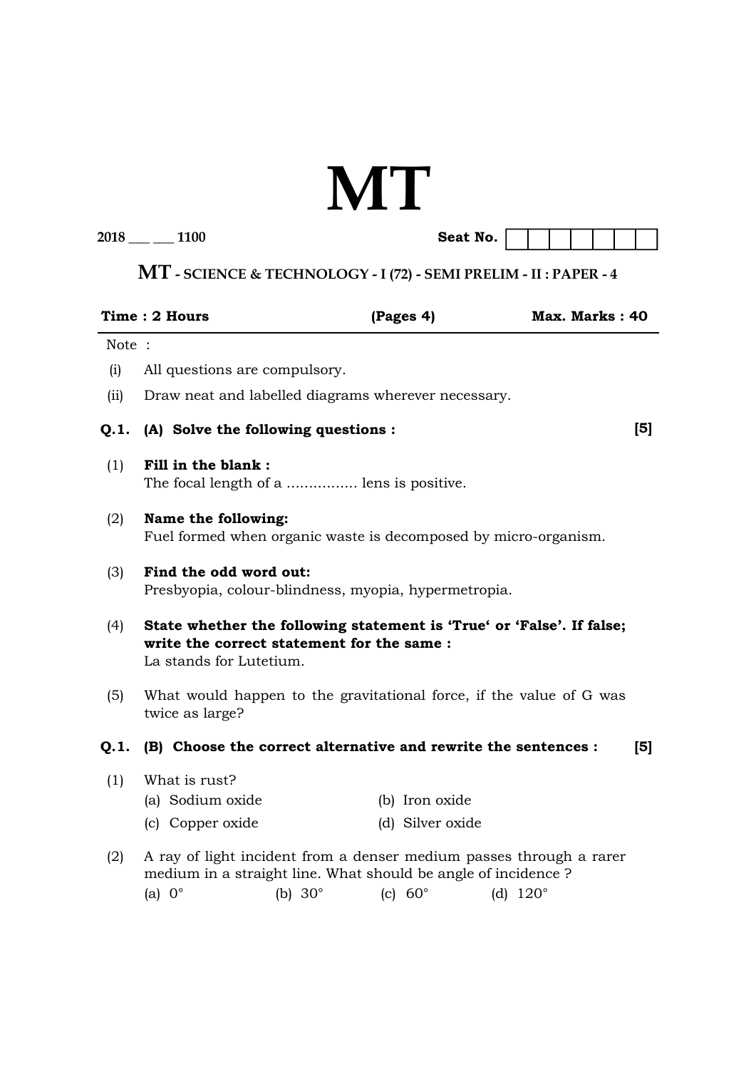# MT

2018 ___ ___ 1100 **Seat No.** | | | | | | | |

## MT - SCIENCE & TECHNOLOGY - I (72) - SEMI PRELIM - II : PAPER - 4

**Time : 2 Hours** **(Pages 4)** **Max. Marks : 40**

Note :

(i) All questions are compulsory.

(ii) Draw neat and labelled diagrams wherever necessary.

**Q.1. (A) Solve the following questions :** **[5]**

(1) **Fill in the blank :**
The focal length of a ................ lens is positive.

(2) **Name the following:**
Fuel formed when organic waste is decomposed by micro-organism.

(3) **Find the odd word out:**
Presbyopia, colour-blindness, myopia, hypermetropia.

(4) **State whether the following statement is 'True' or 'False'. If false; write the correct statement for the same :**
La stands for Lutetium.

(5) What would happen to the gravitational force, if the value of G was twice as large?

**Q.1. (B) Choose the correct alternative and rewrite the sentences :** **[5]**

(1) What is rust?
(a) Sodium oxide (b) Iron oxide
(c) Copper oxide (d) Silver oxide

(2) A ray of light incident from a denser medium passes through a rarer medium in a straight line. What should be angle of incidence ?
(a) $0°$ (b) $30°$ (c) $60°$ (d) $120°$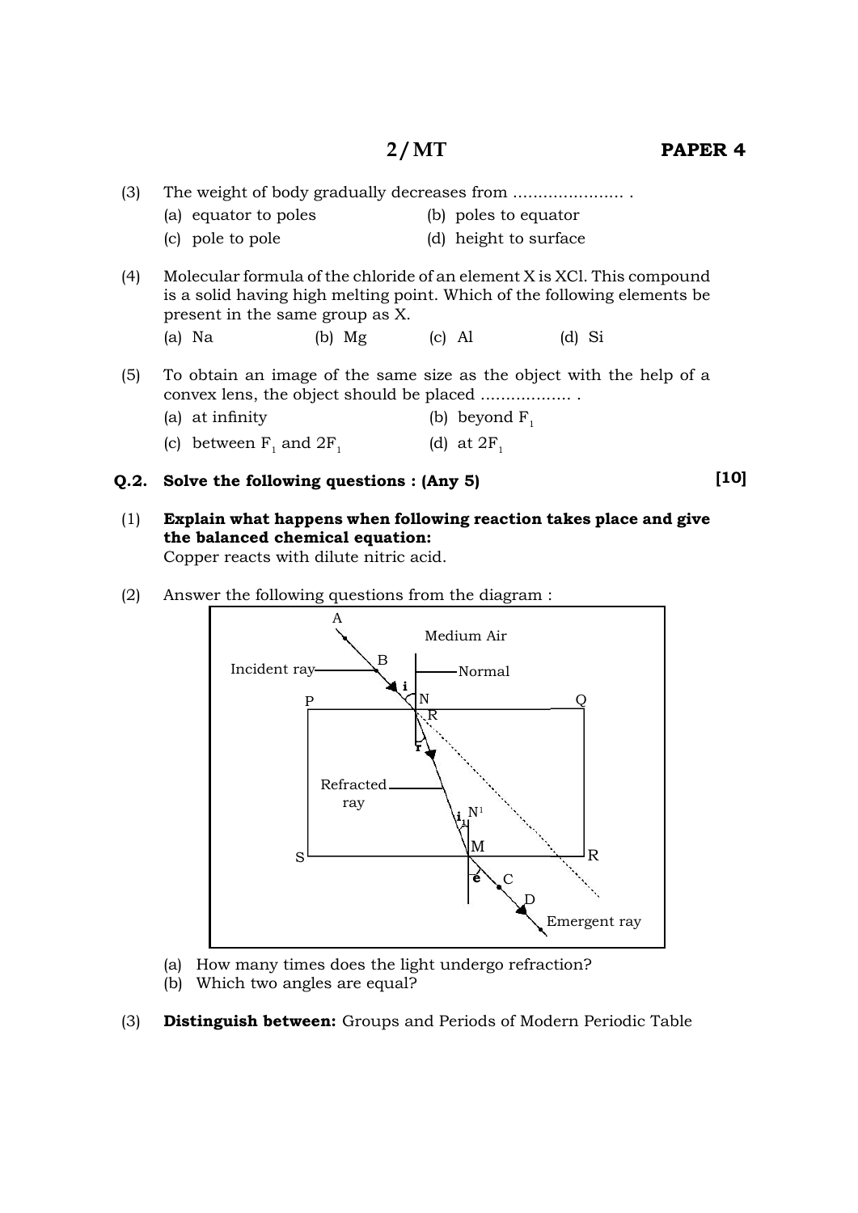(3) The weight of body gradually decreases from ...................... .

(a) equator to poles
(b) poles to equator
(c) pole to pole
(d) height to surface

(4) Molecular formula of the chloride of an element X is XCl. This compound is a solid having high melting point. Which of the following elements be present in the same group as X.

(a) Na (b) Mg (c) Al (d) Si

(5) To obtain an image of the same size as the object with the help of a convex lens, the object should be placed .................. .

(a) at infinity
(b) beyond $F_1$
(c) between $F_1$ and $2F_1$
(d) at $2F_1$

## Q.2. Solve the following questions : (Any 5) [10]

(1) **Explain what happens when following reaction takes place and give the balanced chemical equation:**
Copper reacts with dilute nitric acid.

(2) Answer the following questions from the diagram :

A
B
Incident ray
i
Medium Air
Normal
N
R
P
Q
r
Refracted ray
$i_1$
$N^1$
M
S
R
e
C
D
Emergent ray

(a) How many times does the light undergo refraction?
(b) Which two angles are equal?

(3) **Distinguish between:** Groups and Periods of Modern Periodic Table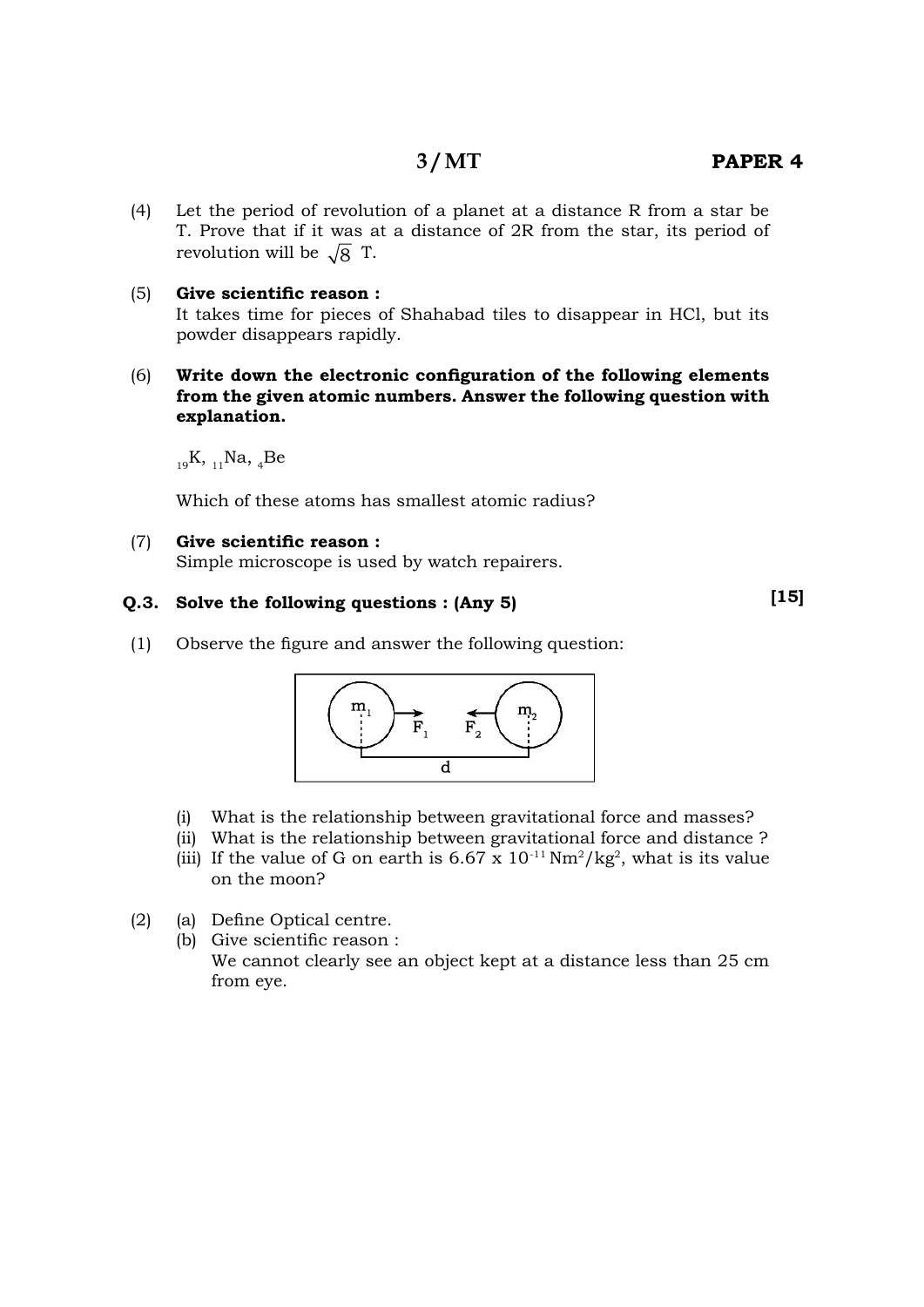(4) Let the period of revolution of a planet at a distance R from a star be T. Prove that if it was at a distance of 2R from the star, its period of revolution will be $\sqrt{8}$ T.

(5) **Give scientific reason :**
It takes time for pieces of Shahabad tiles to disappear in HCl, but its powder disappears rapidly.

(6) **Write down the electronic configuration of the following elements from the given atomic numbers. Answer the following question with explanation.**

$_{19}K$, $_{11}Na$, $_{4}Be$

Which of these atoms has smallest atomic radius?

(7) **Give scientific reason :**
Simple microscope is used by watch repairers.

**Q.3. Solve the following questions : (Any 5)** **[15]**

(1) Observe the figure and answer the following question:

$m_1$ $F_1$ $F_2$ $m_2$
d

(i) What is the relationship between gravitational force and masses?
(ii) What is the relationship between gravitational force and distance ?
(iii) If the value of G on earth is $6.67 \times 10^{-11}$ $Nm^2/kg^2$, what is its value on the moon?

(2) (a) Define Optical centre.
(b) Give scientific reason :
We cannot clearly see an object kept at a distance less than 25 cm from eye.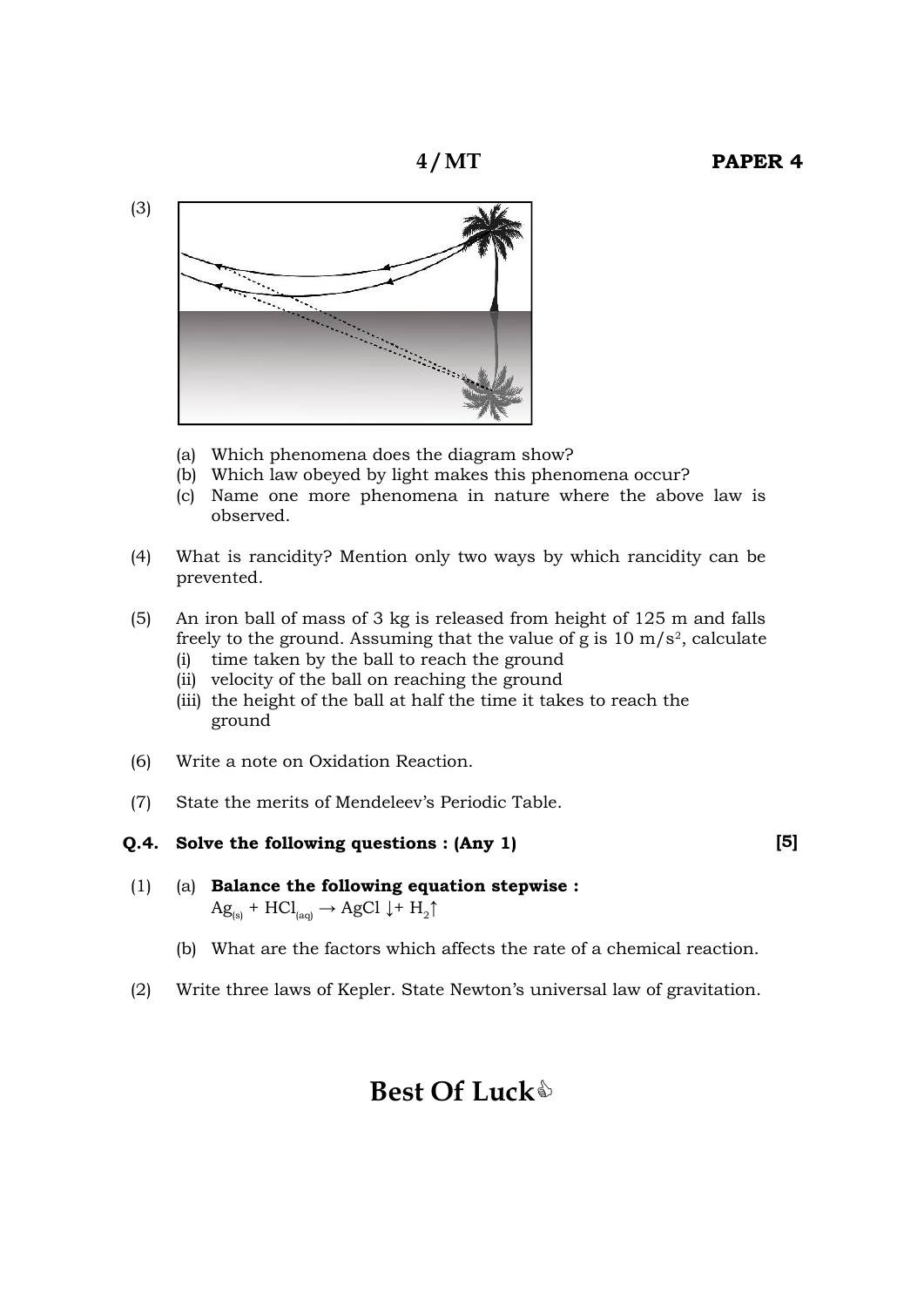(3)

(a) Which phenomena does the diagram show?

(b) Which law obeyed by light makes this phenomena occur?

(c) Name one more phenomena in nature where the above law is observed.

(4) What is rancidity? Mention only two ways by which rancidity can be prevented.

(5) An iron ball of mass of 3 kg is released from height of 125 m and falls freely to the ground. Assuming that the value of g is 10 $m/s^2$, calculate

(i) time taken by the ball to reach the ground

(ii) velocity of the ball on reaching the ground

(iii) the height of the ball at half the time it takes to reach the ground

(6) Write a note on Oxidation Reaction.

(7) State the merits of Mendeleev's Periodic Table.

**Q.4. Solve the following questions : (Any 1)** **[5]**

(1) (a) **Balance the following equation stepwise :**

$Ag_{(s)} + HCl_{(aq)} \rightarrow AgCl \downarrow + H_2\uparrow$

(b) What are the factors which affects the rate of a chemical reaction.

(2) Write three laws of Kepler. State Newton's universal law of gravitation.

**Best Of Luck**